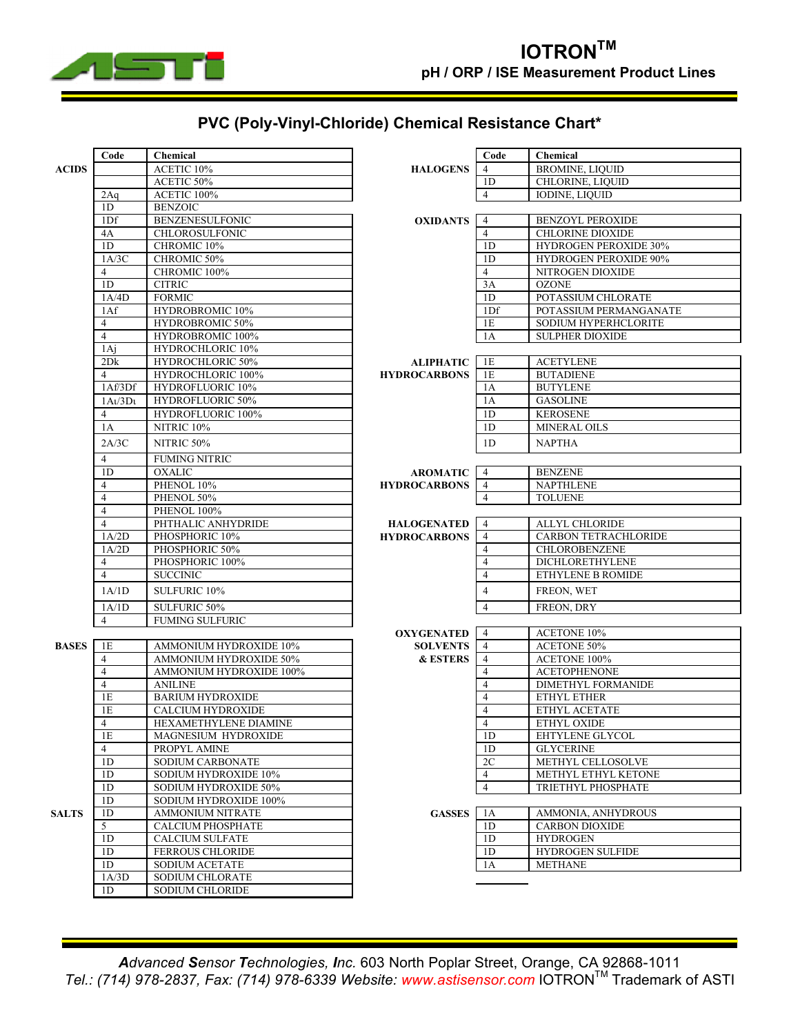# IOTRON™

## pH / ORP / ISE Measurement Product Lines

## PVC (Poly-Vinyl-Chloride) Chemical Resistance Chart*

| Category | Code | Chemical |
|---|---|---|
| ACIDS | | ACETIC 10% |
| | | ACETIC 50% |
| | 2Aq | ACETIC 100% |
| | 1D | BENZOIC |
| | 1Df | BENZENESULFONIC |
| | 4A | CHLOROSULFONIC |
| | 1D | CHROMIC 10% |
| | 1A/3C | CHROMIC 50% |
| | 4 | CHROMIC 100% |
| | 1D | CITRIC |
| | 1A/4D | FORMIC |
| | 1Af | HYDROBROMIC 10% |
| | 4 | HYDROBROMIC 50% |
| | 4 | HYDROBROMIC 100% |
| | 1Aj | HYDROCHLORIC 10% |
| | 2Dk | HYDROCHLORIC 50% |
| | 4 | HYDROCHLORIC 100% |
| | 1Af/3Df | HYDROFLUORIC 10% |
| | 1At/3Dt | HYDROFLUORIC 50% |
| | 4 | HYDROFLUORIC 100% |
| | 1A | NITRIC 10% |
| | 2A/3C | NITRIC 50% |
| | 4 | FUMING NITRIC |
| | 1D | OXALIC |
| | 4 | PHENOL 10% |
| | 4 | PHENOL 50% |
| | 4 | PHENOL 100% |
| | 4 | PHTHALIC ANHYDRIDE |
| | 1A/2D | PHOSPHORIC 10% |
| | 1A/2D | PHOSPHORIC 50% |
| | 4 | PHOSPHORIC 100% |
| | 4 | SUCCINIC |
| | 1A/1D | SULFURIC 10% |
| | 1A/1D | SULFURIC 50% |
| | 4 | FUMING SULFURIC |
| BASES | 1E | AMMONIUM HYDROXIDE 10% |
| | 4 | AMMONIUM HYDROXIDE 50% |
| | 4 | AMMONIUM HYDROXIDE 100% |
| | 4 | ANILINE |
| | 1E | BARIUM HYDROXIDE |
| | 1E | CALCIUM HYDROXIDE |
| | 4 | HEXAMETHYLENE DIAMINE |
| | 1E | MAGNESIUM HYDROXIDE |
| | 4 | PROPYL AMINE |
| | 1D | SODIUM CARBONATE |
| | 1D | SODIUM HYDROXIDE 10% |
| | 1D | SODIUM HYDROXIDE 50% |
| | 1D | SODIUM HYDROXIDE 100% |
| SALTS | 1D | AMMONIUM NITRATE |
| | 5 | CALCIUM PHOSPHATE |
| | 1D | CALCIUM SULFATE |
| | 1D | FERROUS CHLORIDE |
| | 1D | SODIUM ACETATE |
| | 1A/3D | SODIUM CHLORATE |
| | 1D | SODIUM CHLORIDE |

| Category | Code | Chemical |
|---|---|---|
| HALOGENS | 4 | BROMINE, LIQUID |
| | 1D | CHLORINE, LIQUID |
| | 4 | IODINE, LIQUID |
| OXIDANTS | 4 | BENZOYL PEROXIDE |
| | 4 | CHLORINE DIOXIDE |
| | 1D | HYDROGEN PEROXIDE 30% |
| | 1D | HYDROGEN PEROXIDE 90% |
| | 4 | NITROGEN DIOXIDE |
| | 3A | OZONE |
| | 1D | POTASSIUM CHLORATE |
| | 1Df | POTASSIUM PERMANGANATE |
| | 1E | SODIUM HYPERHCLORITE |
| | 1A | SULPHER DIOXIDE |
| ALIPHATIC HYDROCARBONS | 1E | ACETYLENE |
| | 1E | BUTADIENE |
| | 1A | BUTYLENE |
| | 1A | GASOLINE |
| | 1D | KEROSENE |
| | 1D | MINERAL OILS |
| | 1D | NAPTHA |
| AROMATIC HYDROCARBONS | 4 | BENZENE |
| | 4 | NAPTHLENE |
| | 4 | TOLUENE |
| HALOGENATED HYDROCARBONS | 4 | ALLYL CHLORIDE |
| | 4 | CARBON TETRACHLORIDE |
| | 4 | CHLOROBENZENE |
| | 4 | DICHLORETHYLENE |
| | 4 | ETHYLENE B ROMIDE |
| | 4 | FREON, WET |
| | 4 | FREON, DRY |
| OXYGENATED SOLVENTS & ESTERS | 4 | ACETONE 10% |
| | 4 | ACETONE 50% |
| | 4 | ACETONE 100% |
| | 4 | ACETOPHENONE |
| | 4 | DIMETHYL FORMANIDE |
| | 4 | ETHYL ETHER |
| | 4 | ETHYL ACETATE |
| | 4 | ETHYL OXIDE |
| | 1D | EHTYLENE GLYCOL |
| | 1D | GLYCERINE |
| | 2C | METHYL CELLOSOLVE |
| | 4 | METHYL ETHYL KETONE |
| | 4 | TRIETHYL PHOSPHATE |
| GASSES | 1A | AMMONIA, ANHYDROUS |
| | 1D | CARBON DIOXIDE |
| | 1D | HYDROGEN |
| | 1D | HYDROGEN SULFIDE |
| | 1A | METHANE |

*Advanced Sensor Technologies, Inc.* 603 North Poplar Street, Orange, CA 92868-1011
*Tel.: (714) 978-2837, Fax: (714) 978-6339 Website:* www.astisensor.com IOTRON™ Trademark of ASTI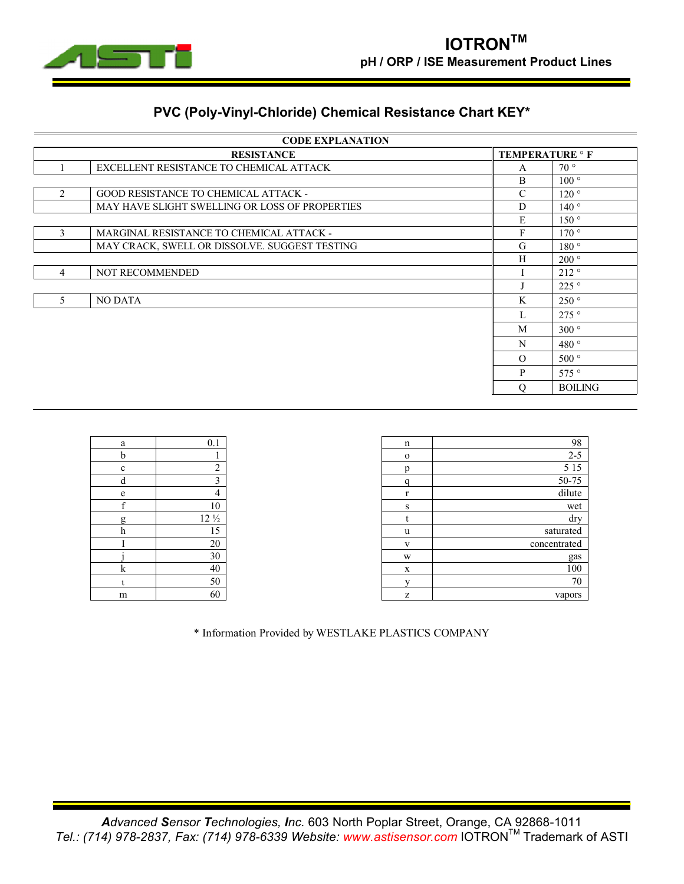## PVC (Poly-Vinyl-Chloride) Chemical Resistance Chart KEY*

**CODE EXPLANATION**

| RESISTANCE | | TEMPERATURE ° F | |
|---|---|---|---|
| 1 | EXCELLENT RESISTANCE TO CHEMICAL ATTACK | A | 70 ° |
| | | B | 100 ° |
| 2 | GOOD RESISTANCE TO CHEMICAL ATTACK - | C | 120 ° |
| | MAY HAVE SLIGHT SWELLING OR LOSS OF PROPERTIES | D | 140 ° |
| | | E | 150 ° |
| 3 | MARGINAL RESISTANCE TO CHEMICAL ATTACK - | F | 170 ° |
| | MAY CRACK, SWELL OR DISSOLVE. SUGGEST TESTING | G | 180 ° |
| | | H | 200 ° |
| 4 | NOT RECOMMENDED | I | 212 ° |
| | | J | 225 ° |
| 5 | NO DATA | K | 250 ° |
| | | L | 275 ° |
| | | M | 300 ° |
| | | N | 480 ° |
| | | O | 500 ° |
| | | P | 575 ° |
| | | Q | BOILING |

| | |
|---|---|
| a | 0.1 |
| b | 1 |
| c | 2 |
| d | 3 |
| e | 4 |
| f | 10 |
| g | 12 ½ |
| h | 15 |
| I | 20 |
| j | 30 |
| k | 40 |
| ι | 50 |
| m | 60 |

| | |
|---|---|
| n | 98 |
| o | 2-5 |
| p | 5 15 |
| q | 50-75 |
| r | dilute |
| s | wet |
| t | dry |
| u | saturated |
| v | concentrated |
| w | gas |
| x | 100 |
| y | 70 |
| z | vapors |

\* Information Provided by WESTLAKE PLASTICS COMPANY